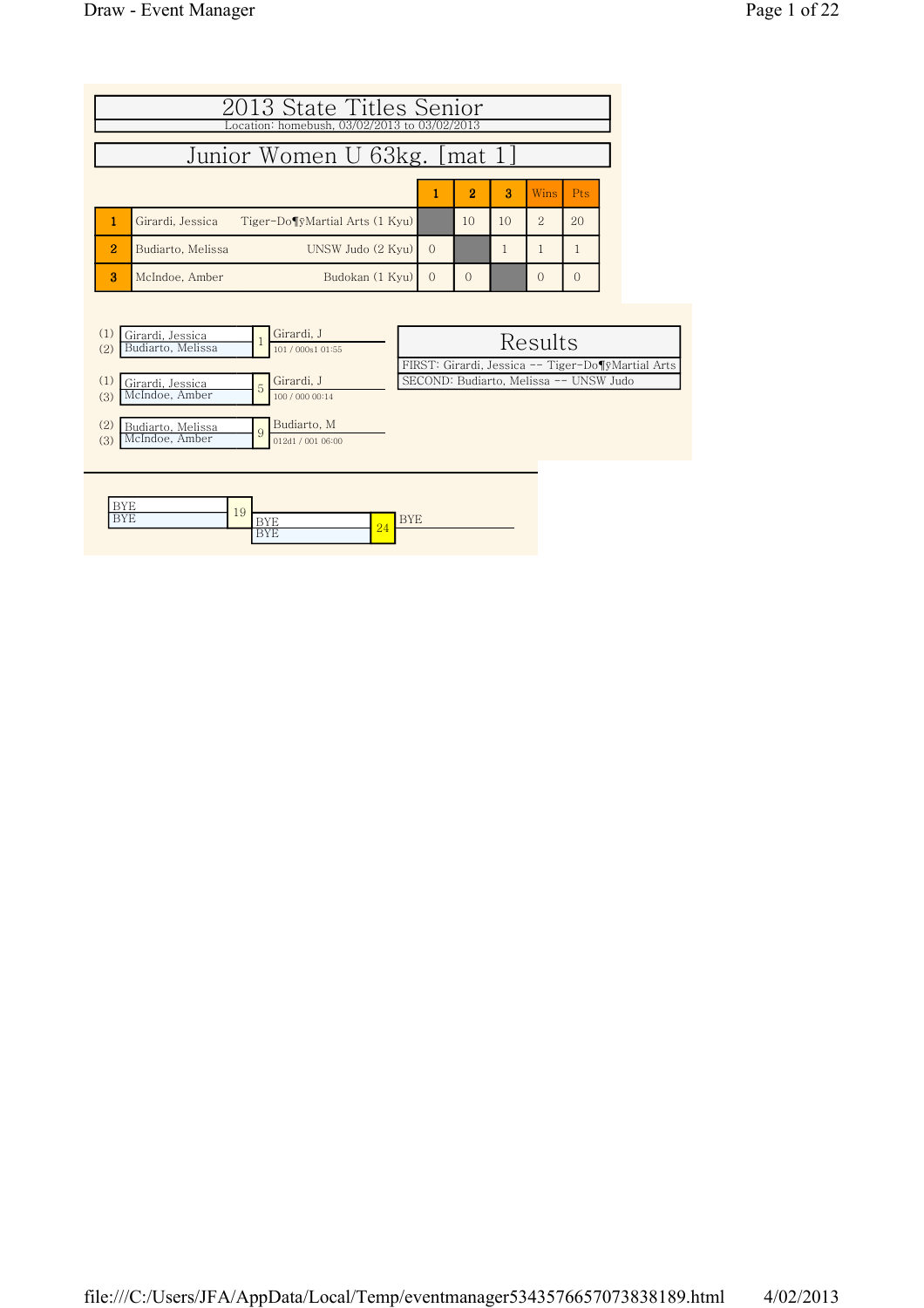# 2013 State Titles Senior

Location: homebush, 03/02/2013 to 03/02/2013

## Junior Women U 63kg. [mat 1]

| | | | 1 | 2 | 3 | Wins | Pts |
|---|---|---|---|---|---|---|---|
| 1 | Girardi, Jessica | Tiger-Do¶ÿMartial Arts (1 Kyu) | | 10 | 10 | 2 | 20 |
| 2 | Budiarto, Melissa | UNSW Judo (2 Kyu) | 0 | | 1 | 1 | 1 |
| 3 | McIndoe, Amber | Budokan (1 Kyu) | 0 | 0 | | 0 | 0 |

| Contest | Competitors | Winner | Score |
|---|---|---|---|
| 1 | (1) Girardi, Jessica / (2) Budiarto, Melissa | Girardi, J | 101 / 000s1 01:55 |
| 5 | (1) Girardi, Jessica / (3) McIndoe, Amber | Girardi, J | 100 / 000 00:14 |
| 9 | (2) Budiarto, Melissa / (3) McIndoe, Amber | Budiarto, M | 012d1 / 001 06:00 |

### Results

FIRST: Girardi, Jessica -- Tiger-Do¶ÿMartial Arts

SECOND: Budiarto, Melissa -- UNSW Judo

| Contest | Competitors | Winner |
|---|---|---|
| 19 | BYE / BYE | |
| 24 | BYE / BYE | BYE |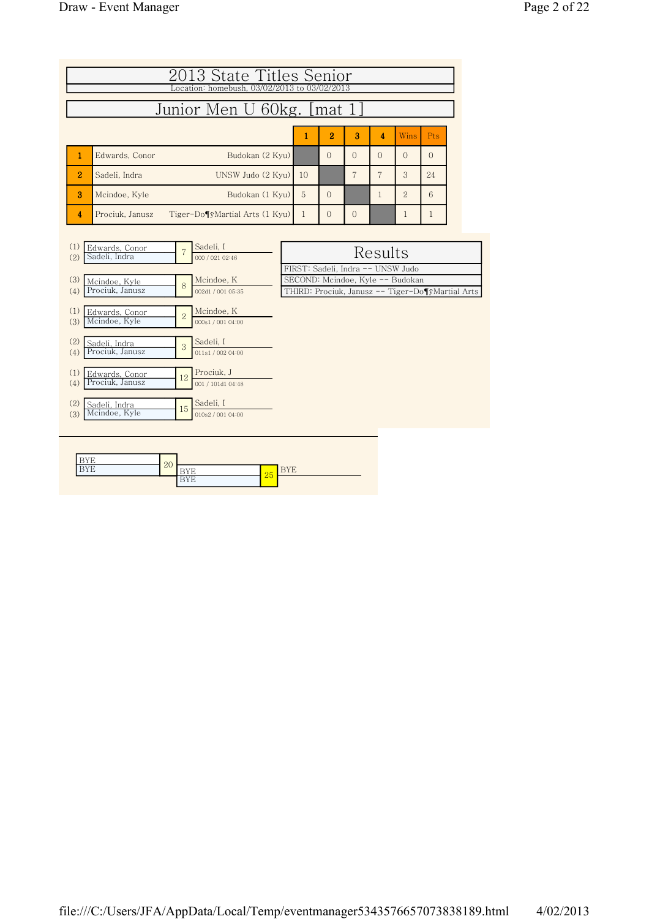# 2013 State Titles Senior

Location: homebush, 03/02/2013 to 03/02/2013

## Junior Men U 60kg. [mat 1]

| # | Name | Club | 1 | 2 | 3 | 4 | Wins | Pts |
|---|---|---|---|---|---|---|---|---|
| 1 | Edwards, Conor | Budokan (2 Kyu) | | 0 | 0 | 0 | 0 | 0 |
| 2 | Sadeli, Indra | UNSW Judo (2 Kyu) | 10 | | 7 | 7 | 3 | 24 |
| 3 | Mcindoe, Kyle | Budokan (1 Kyu) | 5 | 0 | | 1 | 2 | 6 |
| 4 | Prociuk, Janusz | Tiger-Do¶ÿMartial Arts (1 Kyu) | 1 | 0 | 0 | | 1 | 1 |

| Contest | Competitors | Winner | Score / Time |
|---|---|---|---|
| 7 | (1) Edwards, Conor vs (2) Sadeli, Indra | Sadeli, I | 000 / 021 02:46 |
| 8 | (3) Mcindoe, Kyle vs (4) Prociuk, Janusz | Mcindoe, K | 002d1 / 001 05:35 |
| 2 | (1) Edwards, Conor vs (3) Mcindoe, Kyle | Mcindoe, K | 000s1 / 001 04:00 |
| 3 | (2) Sadeli, Indra vs (4) Prociuk, Janusz | Sadeli, I | 011s1 / 002 04:00 |
| 12 | (1) Edwards, Conor vs (4) Prociuk, Janusz | Prociuk, J | 001 / 101d1 04:48 |
| 15 | (2) Sadeli, Indra vs (3) Mcindoe, Kyle | Sadeli, I | 010s2 / 001 04:00 |

### Results

FIRST: Sadeli, Indra -- UNSW Judo

SECOND: Mcindoe, Kyle -- Budokan

THIRD: Prociuk, Janusz -- Tiger-Do¶ÿMartial Arts

| Contest | Competitors | Winner |
|---|---|---|
| 20 | BYE vs BYE | |
| 25 | BYE vs BYE | BYE |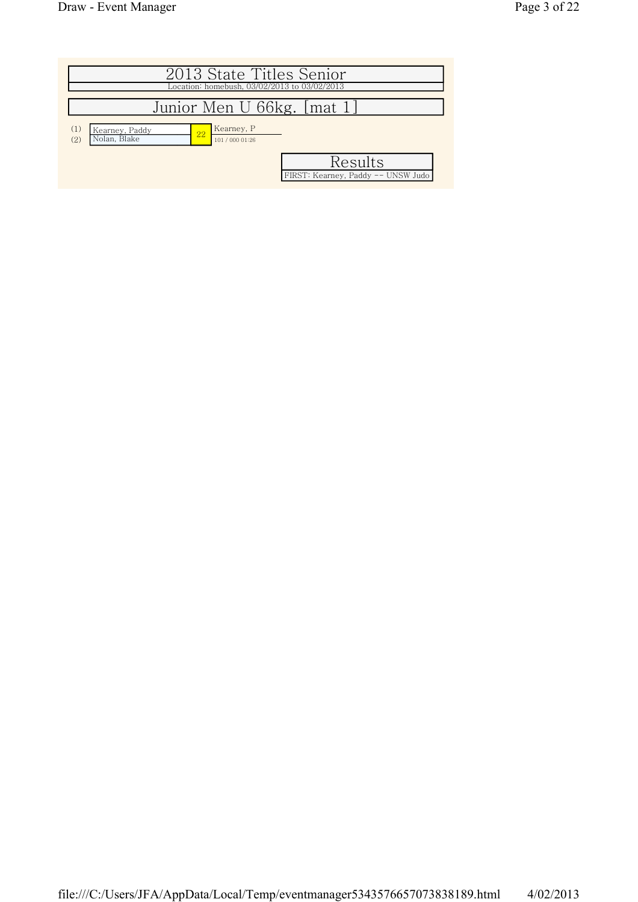# 2013 State Titles Senior

Location: homebush, 03/02/2013 to 03/02/2013

## Junior Men U 66kg. [mat 1]

| | Competitor | Match | Winner |
|---|---|---|---|
| (1) | Kearney, Paddy | 22 | Kearney, P |
| (2) | Nolan, Blake | | 101 / 000 01:26 |

### Results

FIRST: Kearney, Paddy -- UNSW Judo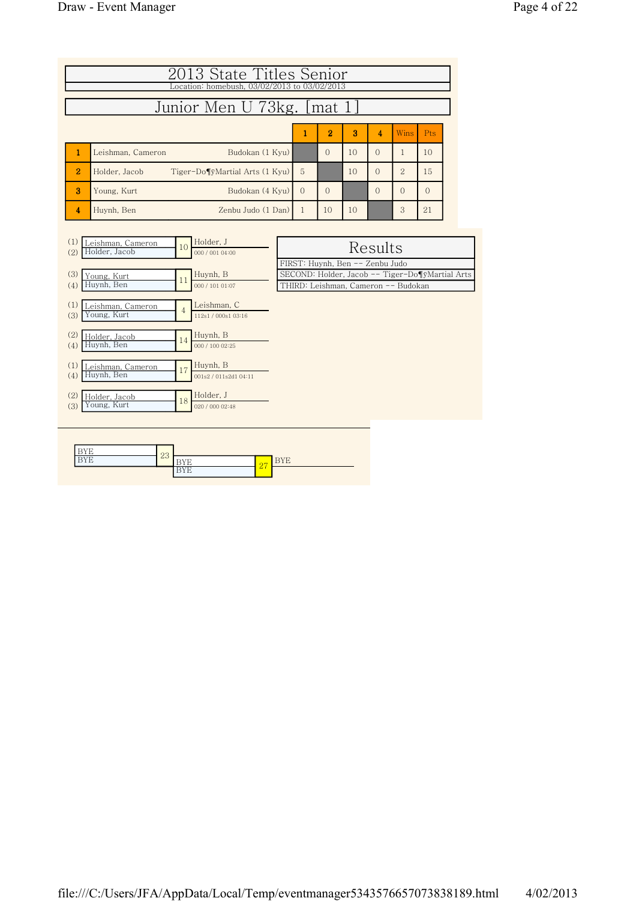# 2013 State Titles Senior

Location: homebush, 03/02/2013 to 03/02/2013

## Junior Men U 73kg. [mat 1]

| | Name | Club | 1 | 2 | 3 | 4 | Wins | Pts |
|---|---|---|---|---|---|---|---|---|
| 1 | Leishman, Cameron | Budokan (1 Kyu) | | 0 | 10 | 0 | 1 | 10 |
| 2 | Holder, Jacob | Tiger-Do¶ÿMartial Arts (1 Kyu) | 5 | | 10 | 0 | 2 | 15 |
| 3 | Young, Kurt | Budokan (4 Kyu) | 0 | 0 | | 0 | 0 | 0 |
| 4 | Huynh, Ben | Zenbu Judo (1 Dan) | 1 | 10 | 10 | | 3 | 21 |

| Contest | Competitors | Winner | Score / Time |
|---|---|---|---|
| 10 | (1) Leishman, Cameron vs (2) Holder, Jacob | Holder, J | 000 / 001 04:00 |
| 11 | (3) Young, Kurt vs (4) Huynh, Ben | Huynh, B | 000 / 101 01:07 |
| 4 | (1) Leishman, Cameron vs (3) Young, Kurt | Leishman, C | 112s1 / 000s1 03:16 |
| 14 | (2) Holder, Jacob vs (4) Huynh, Ben | Huynh, B | 000 / 100 02:25 |
| 17 | (1) Leishman, Cameron vs (4) Huynh, Ben | Huynh, B | 001s2 / 011s2d1 04:11 |
| 18 | (2) Holder, Jacob vs (3) Young, Kurt | Holder, J | 020 / 000 02:48 |

### Results

FIRST: Huynh, Ben -- Zenbu Judo

SECOND: Holder, Jacob -- Tiger-Do¶ÿMartial Arts

THIRD: Leishman, Cameron -- Budokan

| Contest | Competitors | Winner |
|---|---|---|
| 23 | BYE vs BYE | |
| 27 | BYE vs BYE | BYE |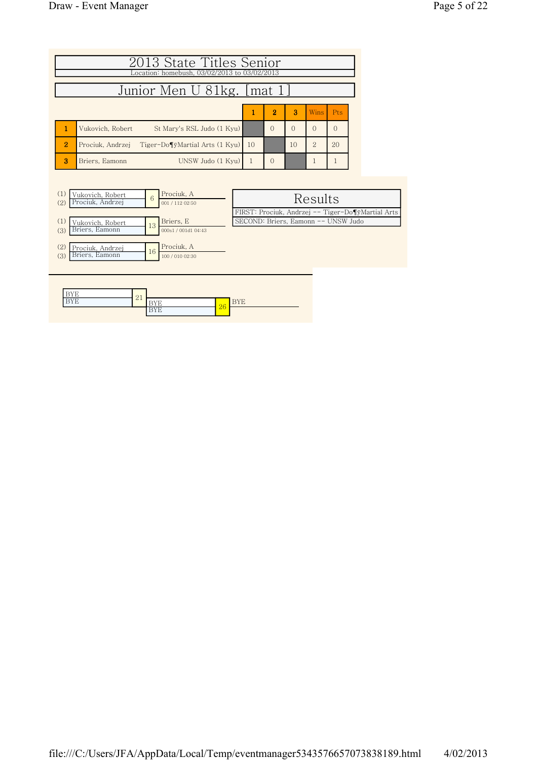# 2013 State Titles Senior

Location: homebush, 03/02/2013 to 03/02/2013

## Junior Men U 81kg. [mat 1]

| | | 1 | 2 | 3 | Wins | Pts |
|---|---|---|---|---|---|---|
| 1 | Vukovich, Robert St Mary's RSL Judo (1 Kyu) | | 0 | 0 | 0 | 0 |
| 2 | Prociuk, Andrzej Tiger-Do¶ÿMartial Arts (1 Kyu) | 10 | | 10 | 2 | 20 |
| 3 | Briers, Eamonn UNSW Judo (1 Kyu) | 1 | 0 | | 1 | 1 |

| Players | Match | Winner | Score / Time |
|---|---|---|---|
| (1) Vukovich, Robert<br>(2) Prociuk, Andrzej | 6 | Prociuk, A | 001 / 112 02:50 |
| (1) Vukovich, Robert<br>(3) Briers, Eamonn | 13 | Briers, E | 000s1 / 001d1 04:43 |
| (2) Prociuk, Andrzej<br>(3) Briers, Eamonn | 16 | Prociuk, A | 100 / 010 02:30 |

### Results

FIRST: Prociuk, Andrzej -- Tiger-Do¶ÿMartial Arts

SECOND: Briers, Eamonn -- UNSW Judo

| Players | Match | Winner |
|---|---|---|
| BYE<br>BYE | 21 | BYE |
| BYE<br>BYE | 26 | BYE |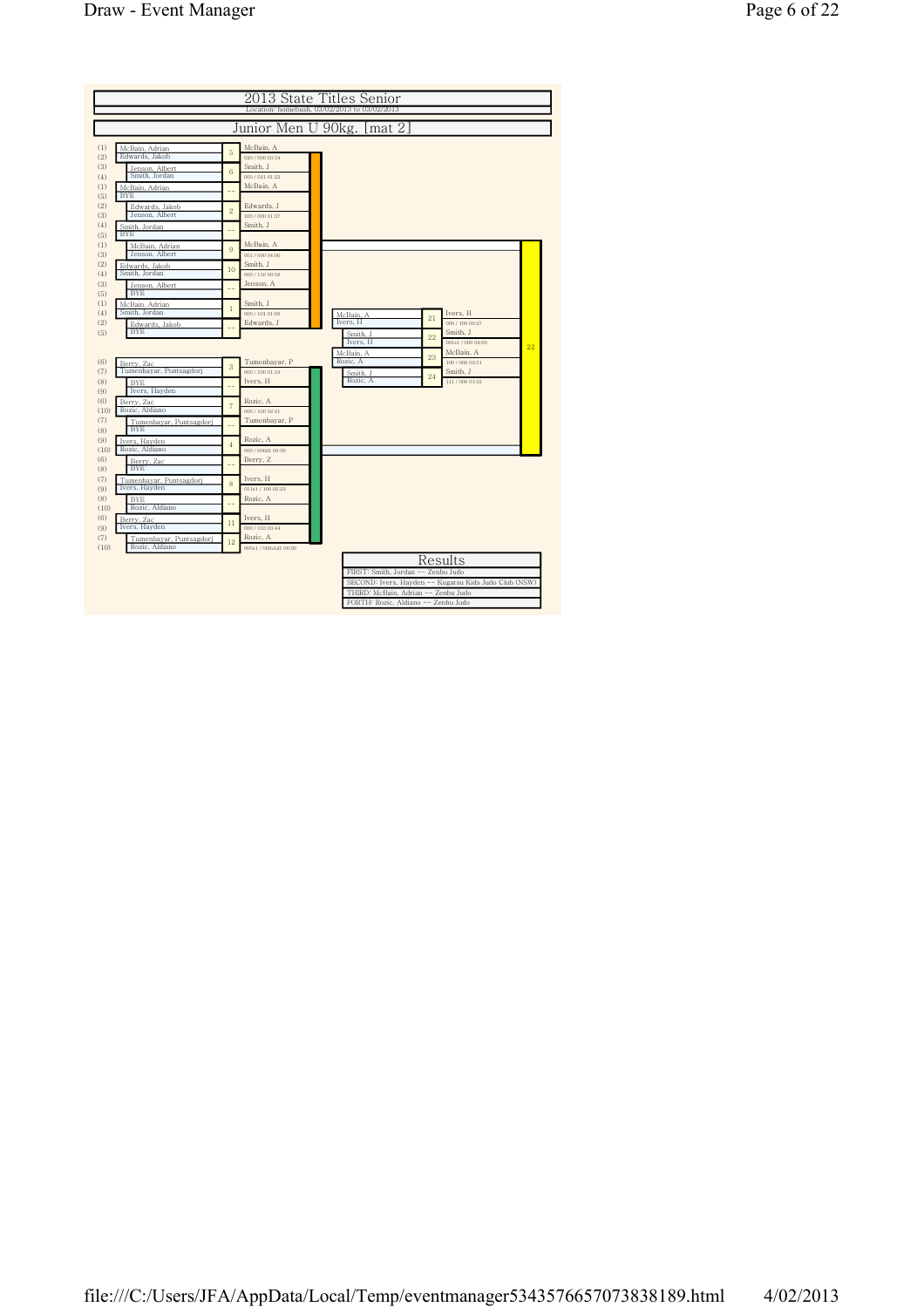# 2013 State Titles Senior

Location- homebush, 03/02/2013 to 03/02/2013

## Junior Men U 90kg. [mat 2]

### Pool A

| Seed | Competitors | Contest | Winner | Score |
|---|---|---|---|---|
| (1) / (2) | McBain, Adrian / Edwards, Jakob | 5 | McBain, A | 020 / 000 03:54 |
| (3) / (4) | Jenson, Albert / Smith, Jordan | 6 | Smith, J | 000 / 021 01:23 |
| (1) / (5) | McBain, Adrian / BYE | -- | McBain, A | |
| (2) / (3) | Edwards, Jakob / Jenson, Albert | 2 | Edwards, J | 100 / 000 01:37 |
| (4) / (5) | Smith, Jordan / BYE | -- | Smith, J | |
| (1) / (3) | McBain, Adrian / Jenson, Albert | 9 | McBain, A | 001 / 000 04:00 |
| (2) / (4) | Edwards, Jakob / Smith, Jordan | 10 | Smith, J | 000 / 110 00:59 |
| (3) / (5) | Jenson, Albert / BYE | -- | Jenson, A | |
| (1) / (4) | McBain, Adrian / Smith, Jordan | 1 | Smith, J | 000 / 101 01:16 |
| (2) / (5) | Edwards, Jakob / BYE | -- | Edwards, J | |

### Pool B

| Seed | Competitors | Contest | Winner | Score |
|---|---|---|---|---|
| (6) / (7) | Berry, Zac / Tumenbayar, Puntsagdorj | 3 | Tumenbayar, P | 000 / 100 01:19 |
| (8) / (9) | BYE / Ivers, Hayden | -- | Ivers, H | |
| (6) / (10) | Berry, Zac / Rozic, Aldiano | 7 | Rozic, A | 000 / 100 02:41 |
| (7) / (8) | Tumenbayar, Puntsagdorj / BYE | -- | Tumenbayar, P | |
| (9) / (10) | Ivers, Hayden / Rozic, Aldiano | 4 | Rozic, A | 000 / 000s1 06:00 |
| (6) / (8) | Berry, Zac / BYE | -- | Berry, Z | |
| (7) / (9) | Tumenbayar, Puntsagdorj / Ivers, Hayden | 8 | Ivers, H | 011s1 / 100 02:22 |
| (8) / (10) | BYE / Rozic, Aldiano | -- | Rozic, A | |
| (6) / (9) | Berry, Zac / Ivers, Hayden | 11 | Ivers, H | 000 / 103 03:44 |
| (7) / (10) | Tumenbayar, Puntsagdorj / Rozic, Aldiano | 12 | Rozic, A | 000s1 / 000s1d1 06:00 |

### Finals

| Competitors | Contest | Winner | Score |
|---|---|---|---|
| McBain, A / Ivers, H | 21 | Ivers, H | 000 / 100 00:37 |
| Smith, J / Ivers, H | 22 | Smith, J | 001s1 / 000 04:00 |
| McBain, A / Rozic, A | 23 | McBain, A | 100 / 000 03:31 |
| Smith, J / Rozic, A | 24 | Smith, J | 111 / 000 01:35 |

22

### Results

FIRST: Smith, Jordan -- Zenbu Judo

SECOND: Ivers, Hayden -- Kugatsu Kids Judo Club (NSW)

THIRD: McBain, Adrian -- Zenbu Judo

FORTH: Rozic, Aldiano -- Zenbu Judo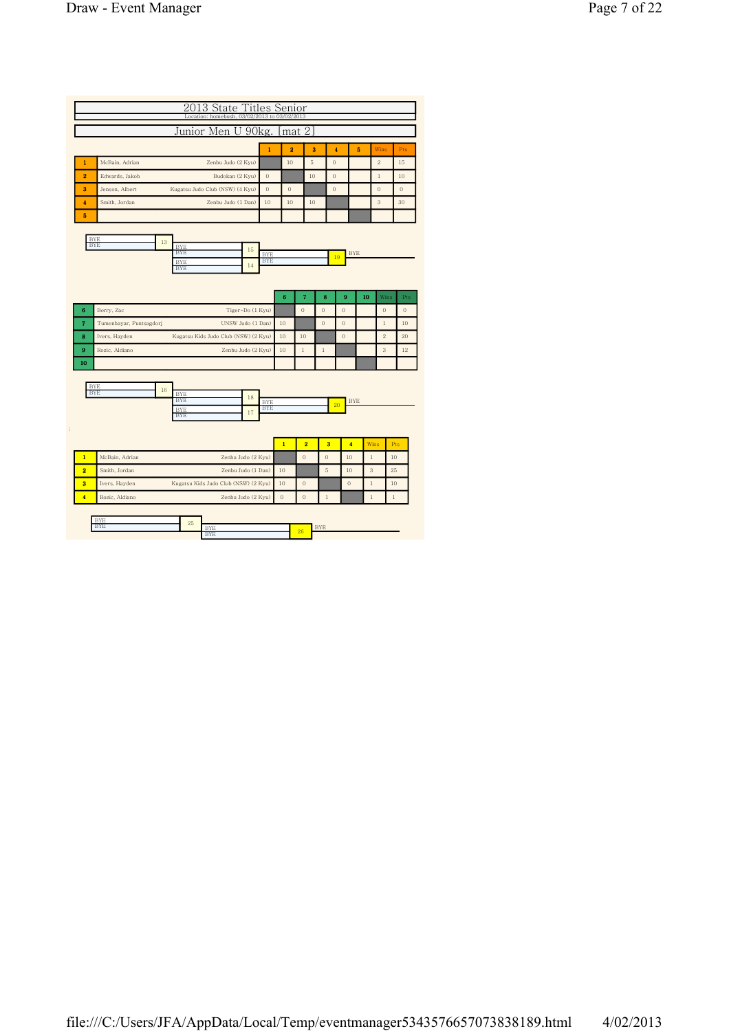# 2013 State Titles Senior

Location: homebush, 03/02/2013 to 03/02/2013

## Junior Men U 90kg. [mat 2]

| # | Name | Club | 1 | 2 | 3 | 4 | 5 | Wins | Pts |
|---|---|---|---|---|---|---|---|---|---|
| 1 | McBain, Adrian | Zenbu Judo (2 Kyu) | | 10 | 5 | 0 | | 2 | 15 |
| 2 | Edwards, Jakob | Budokan (2 Kyu) | 0 | | 10 | 0 | | 1 | 10 |
| 3 | Jenson, Albert | Kugatsu Judo Club (NSW) (4 Kyu) | 0 | 0 | | 0 | | 0 | 0 |
| 4 | Smith, Jordan | Zenbu Judo (1 Dan) | 10 | 10 | 10 | | | 3 | 30 |
| 5 | | | | | | | | | |

BYE / BYE — 13
BYE / BYE — 15
BYE / BYE — 14
BYE / BYE — 19 — BYE

| # | Name | Club | 6 | 7 | 8 | 9 | 10 | Wins | Pts |
|---|---|---|---|---|---|---|---|---|---|
| 6 | Berry, Zac | Tiger-Do (1 Kyu) | | 0 | 0 | 0 | | 0 | 0 |
| 7 | Tumenbayar, Puntsagdorj | UNSW Judo (1 Dan) | 10 | | 0 | 0 | | 1 | 10 |
| 8 | Ivers, Hayden | Kugatsu Kids Judo Club (NSW) (2 Kyu) | 10 | 10 | | 0 | | 2 | 20 |
| 9 | Rozic, Aldiano | Zenbu Judo (2 Kyu) | 10 | 1 | 1 | | | 3 | 12 |
| 10 | | | | | | | | | |

BYE / BYE — 16
BYE / BYE — 18
BYE / BYE — 17
BYE / BYE — 20 — BYE

| # | Name | Club | 1 | 2 | 3 | 4 | Wins | Pts |
|---|---|---|---|---|---|---|---|---|
| 1 | McBain, Adrian | Zenbu Judo (2 Kyu) | | 0 | 0 | 10 | 1 | 10 |
| 2 | Smith, Jordan | Zenbu Judo (1 Dan) | 10 | | 5 | 10 | 3 | 25 |
| 3 | Ivers, Hayden | Kugatsu Kids Judo Club (NSW) (2 Kyu) | 10 | 0 | | 0 | 1 | 10 |
| 4 | Rozic, Aldiano | Zenbu Judo (2 Kyu) | 0 | 0 | 1 | | 1 | 1 |

BYE / BYE — 25
BYE / BYE — 26 — BYE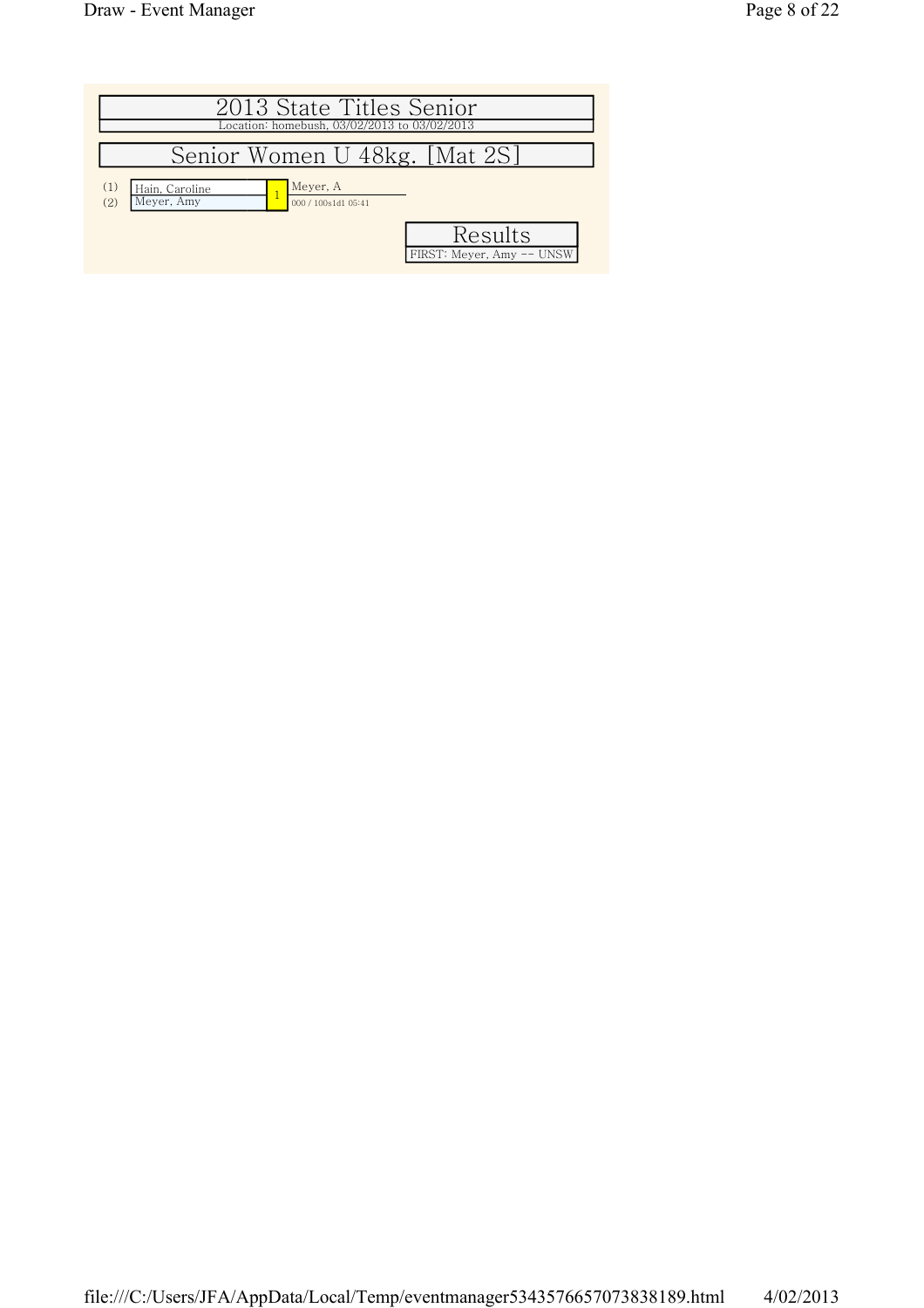# 2013 State Titles Senior

Location: homebush, 03/02/2013 to 03/02/2013

## Senior Women U 48kg. [Mat 2S]

(1) Hain, Caroline
(2) Meyer, Amy

1 — Meyer, A
000 / 100s1d1 05:41

### Results

FIRST: Meyer, Amy -- UNSW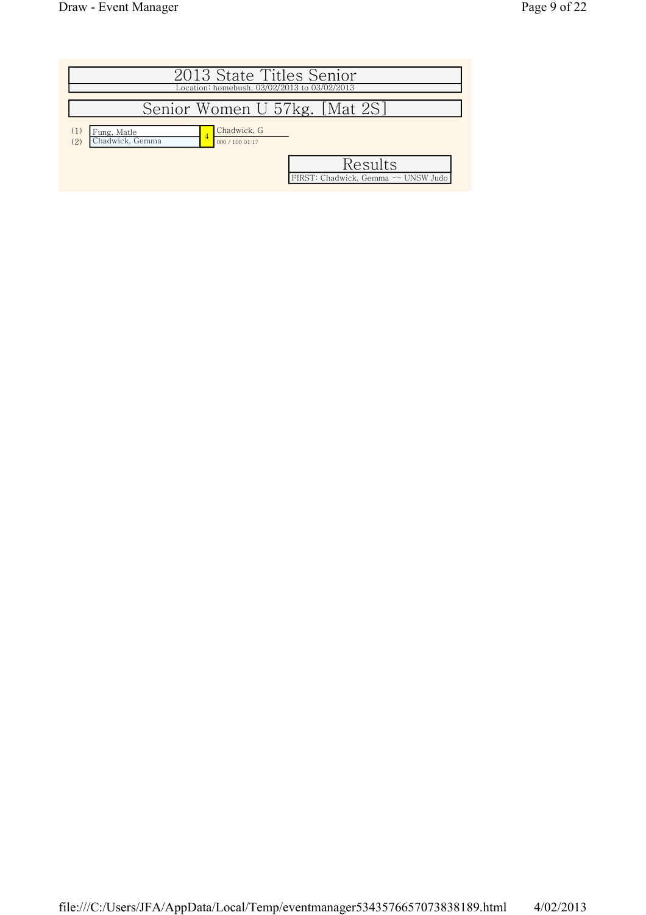# 2013 State Titles Senior

Location: homebush, 03/02/2013 to 03/02/2013

## Senior Women U 57kg. [Mat 2S]

(1) Fung, Matle
(2) Chadwick, Gemma

4 — Chadwick, G
000 / 100 01:17

### Results

FIRST: Chadwick, Gemma -- UNSW Judo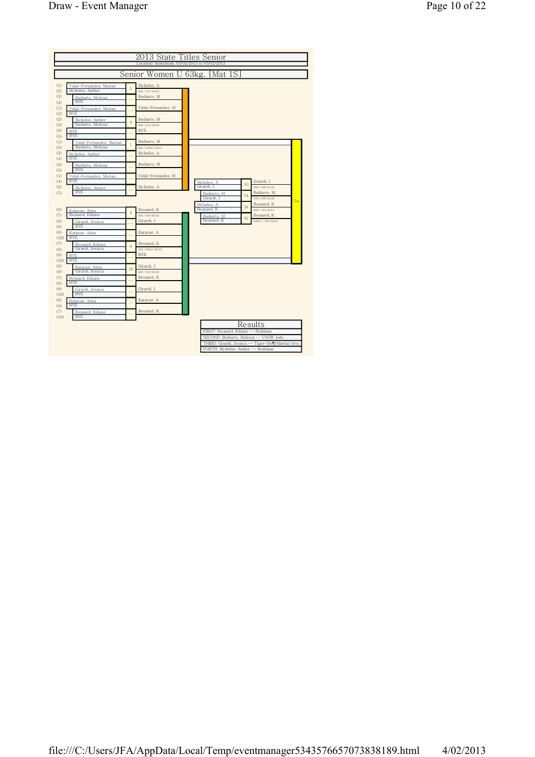# 2013 State Titles Senior

Location: homebush, 03/02/2013 to 03/02/2013

## Senior Women U 63kg. [Mat 1S]

### Pool A

| Seed | Competitors | Contest | Winner | Score / Time |
|---|---|---|---|---|
| (1) / (2) | Vidal-Fernandez, Marian / McIndoe, Amber | 5 | McIndoe, A | 000 / 101 04:42 |
| (3) / (4) | Budiarto, Melissa / BYE | -- | Budiarto, M | |
| (1) / (5) | Vidal-Fernandez, Marian / BYE | -- | Vidal-Fernandez, M | |
| (2) / (3) | McIndoe, Amber / Budiarto, Melissa | 9 | Budiarto, M | 000 / 110 02:24 |
| (4) / (5) | BYE / BYE | -- | BYE | |
| (1) / (3) | Vidal-Fernandez, Marian / Budiarto, Melissa | 1 | Budiarto, M | 000 / 100s1 03:07 |
| (2) / (4) | McIndoe, Amber / BYE | -- | McIndoe, A | |
| (3) / (5) | Budiarto, Melissa / BYE | -- | Budiarto, M | |
| (1) / (4) | Vidal-Fernandez, Marian / BYE | -- | Vidal-Fernandez, M | |
| (2) / (5) | McIndoe, Amber / BYE | -- | McIndoe, A | |

### Pool B

| Seed | Competitors | Contest | Winner | Score / Time |
|---|---|---|---|---|
| (6) / (7) | Karpour, Azita / Beunard, Kiliane | 2 | Beunard, K | 000 / 100 00:22 |
| (8) / (9) | Girardi, Jessica / BYE | -- | Girardi, J | |
| (6) / (10) | Karpour, Azita / BYE | -- | Karpour, A | |
| (7) / (8) | Beunard, Kiliane / Girardi, Jessica | 6 | Beunard, K | 101 / 000s1 02:21 |
| (9) / (10) | BYE / BYE | -- | BYE | |
| (6) / (8) | Karpour, Azita / Girardi, Jessica | 10 | Girardi, J | 000 / 100 00:23 |
| (7) / (9) | Beunard, Kiliane / BYE | -- | Beunard, K | |
| (8) / (10) | Girardi, Jessica / BYE | -- | Girardi, J | |
| (6) / (9) | Karpour, Azita / BYE | -- | Karpour, A | |
| (7) / (10) | Beunard, Kiliane / BYE | -- | Beunard, K | |

### Finals

| Competitors | Contest | Winner | Score / Time |
|---|---|---|---|
| McIndoe, A / Girardi, J | 50 | Girardi, J | 000 / 020 01:32 |
| Budiarto, M / Girardi, J | 54 | Budiarto, M | 100 / 000 02:26 |
| McIndoe, A / Beunard, K | 58 | Beunard, K | 000 / 101 02:14 |
| Budiarto, M / Beunard, K | 62 | Beunard, K | 000s1 / 100 04:24 |

Final: 54

### Results

FIRST: Beunard, Kiliane -- Budokan

SECOND: Budiarto, Melissa -- UNSW Judo

THIRD: Girardi, Jessica -- Tiger-Do¶Martial Arts

FORTH: McIndoe, Amber -- Budokan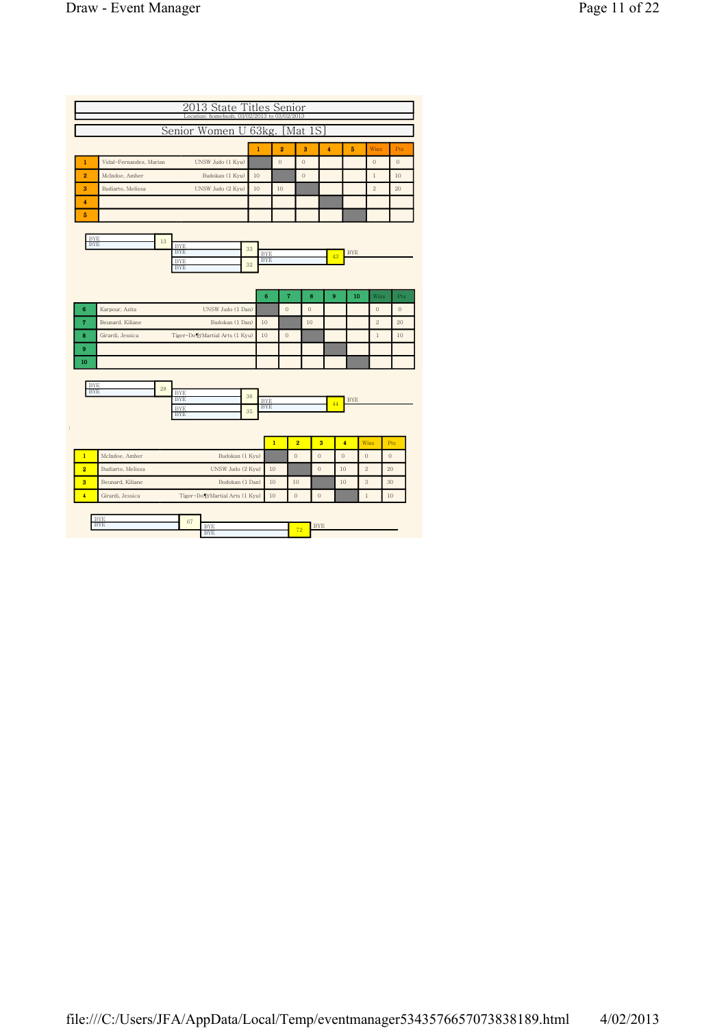# 2013 State Titles Senior

Location: homebush, 03/02/2013 to 03/02/2013

## Senior Women U 63kg. [Mat 1S]

| | Name | Club | 1 | 2 | 3 | 4 | 5 | Wins | Pts |
|---|---|---|---|---|---|---|---|---|---|
| 1 | Vidal-Fernandez, Marian | UNSW Judo (1 Kyu) | | 0 | 0 | | | 0 | 0 |
| 2 | McIndoe, Amber | Budokan (1 Kyu) | 10 | | 0 | | | 1 | 10 |
| 3 | Budiarto, Melissa | UNSW Judo (2 Kyu) | 10 | 10 | | | | 2 | 20 |
| 4 | | | | | | | | | |
| 5 | | | | | | | | | |

BYE / BYE — 13
BYE / BYE — 33
BYE / BYE — 32
BYE / BYE — 43 — BYE

| | Name | Club | 6 | 7 | 8 | 9 | 10 | Wins | Pts |
|---|---|---|---|---|---|---|---|---|---|
| 6 | Karpour, Azita | UNSW Judo (1 Dan) | | 0 | 0 | | | 0 | 0 |
| 7 | Beunard, Kiliane | Budokan (1 Dan) | 10 | | 10 | | | 2 | 20 |
| 8 | Girardi, Jessica | Tiger-Do¶ßMartial Arts (1 Kyu) | 10 | 0 | | | | 1 | 10 |
| 9 | | | | | | | | | |
| 10 | | | | | | | | | |

BYE / BYE — 28
BYE / BYE — 36
BYE / BYE — 35
BYE / BYE — 44 — BYE

;

| | Name | Club | 1 | 2 | 3 | 4 | Wins | Pts |
|---|---|---|---|---|---|---|---|---|
| 1 | McIndoe, Amber | Budokan (1 Kyu) | | 0 | 0 | 0 | 0 | 0 |
| 2 | Budiarto, Melissa | UNSW Judo (2 Kyu) | 10 | | 0 | 10 | 2 | 20 |
| 3 | Beunard, Kiliane | Budokan (1 Dan) | 10 | 10 | | 10 | 3 | 30 |
| 4 | Girardi, Jessica | Tiger-Do¶ßMartial Arts (1 Kyu) | 10 | 0 | 0 | | 1 | 10 |

BYE / BYE — 67
BYE / BYE — 72 — BYE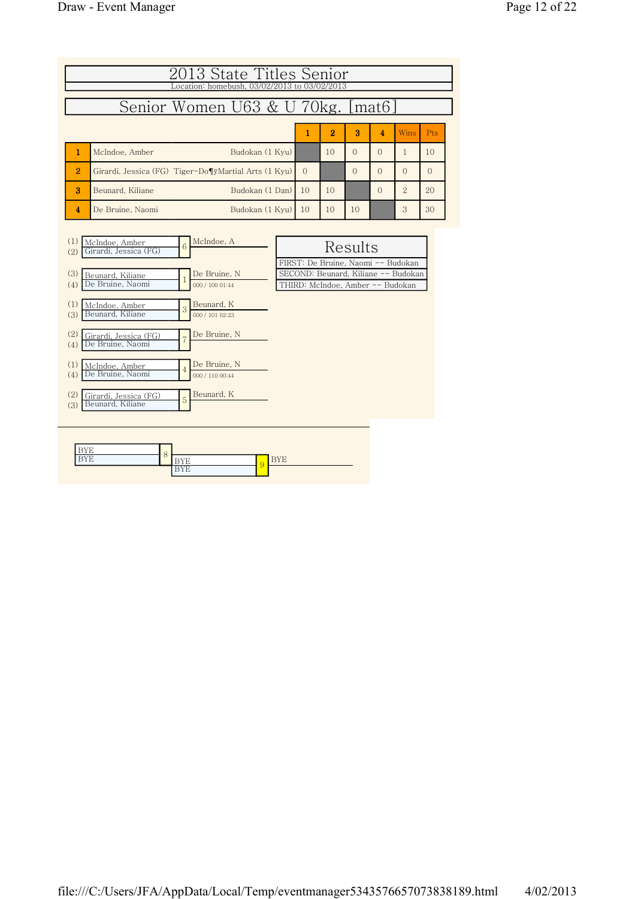# 2013 State Titles Senior

Location: homebush, 03/02/2013 to 03/02/2013

## Senior Women U63 & U 70kg. [mat6]

| | | | 1 | 2 | 3 | 4 | Wins | Pts |
|---|---|---|---|---|---|---|---|---|
| 1 | McIndoe, Amber | Budokan (1 Kyu) | | 10 | 0 | 0 | 1 | 10 |
| 2 | Girardi, Jessica (FG) | Tiger-Do¶ŷMartial Arts (1 Kyu) | 0 | | 0 | 0 | 0 | 0 |
| 3 | Beunard, Kiliane | Budokan (1 Dan) | 10 | 10 | | 0 | 2 | 20 |
| 4 | De Bruine, Naomi | Budokan (1 Kyu) | 10 | 10 | 10 | | 3 | 30 |

| Contest | Competitors | Winner | Score |
|---|---|---|---|
| 6 | (1) McIndoe, Amber / (2) Girardi, Jessica (FG) | McIndoe, A | |
| 1 | (3) Beunard, Kiliane / (4) De Bruine, Naomi | De Bruine, N | 000 / 100 01:44 |
| 3 | (1) McIndoe, Amber / (3) Beunard, Kiliane | Beunard, K | 000 / 101 02:23 |
| 7 | (2) Girardi, Jessica (FG) / (4) De Bruine, Naomi | De Bruine, N | |
| 4 | (1) McIndoe, Amber / (4) De Bruine, Naomi | De Bruine, N | 000 / 110 00:44 |
| 5 | (2) Girardi, Jessica (FG) / (3) Beunard, Kiliane | Beunard, K | |

### Results

- FIRST: De Bruine, Naomi -- Budokan
- SECOND: Beunard, Kiliane -- Budokan
- THIRD: McIndoe, Amber -- Budokan

| Contest | Competitors | Winner |
|---|---|---|
| 8 | BYE / BYE | |
| 9 | BYE / BYE | BYE |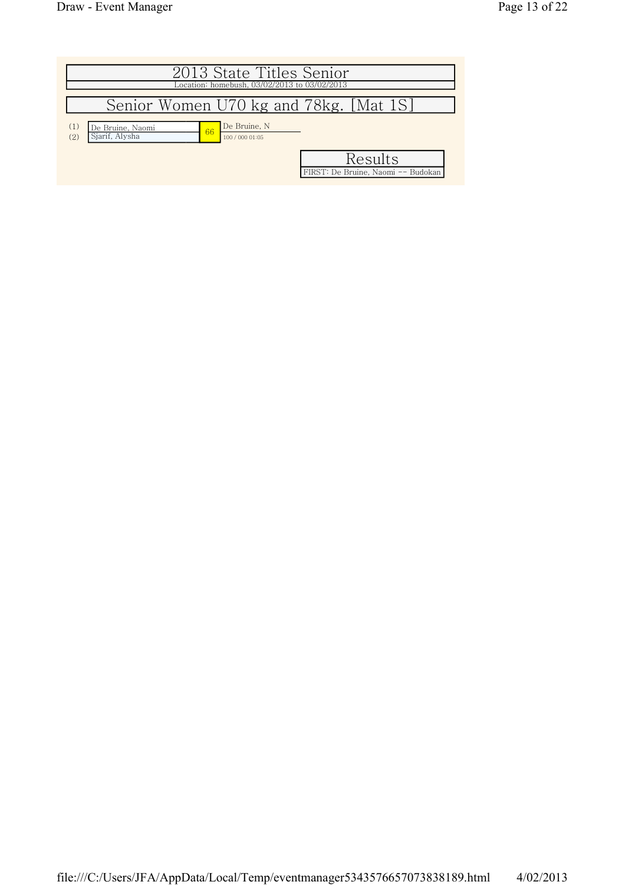# 2013 State Titles Senior

Location: homebush, 03/02/2013 to 03/02/2013

## Senior Women U70 kg and 78kg. [Mat 1S]

(1) De Bruine, Naomi
(2) Sjarif, Alysha

66 — De Bruine, N
100 / 000 01:05

### Results

FIRST: De Bruine, Naomi -- Budokan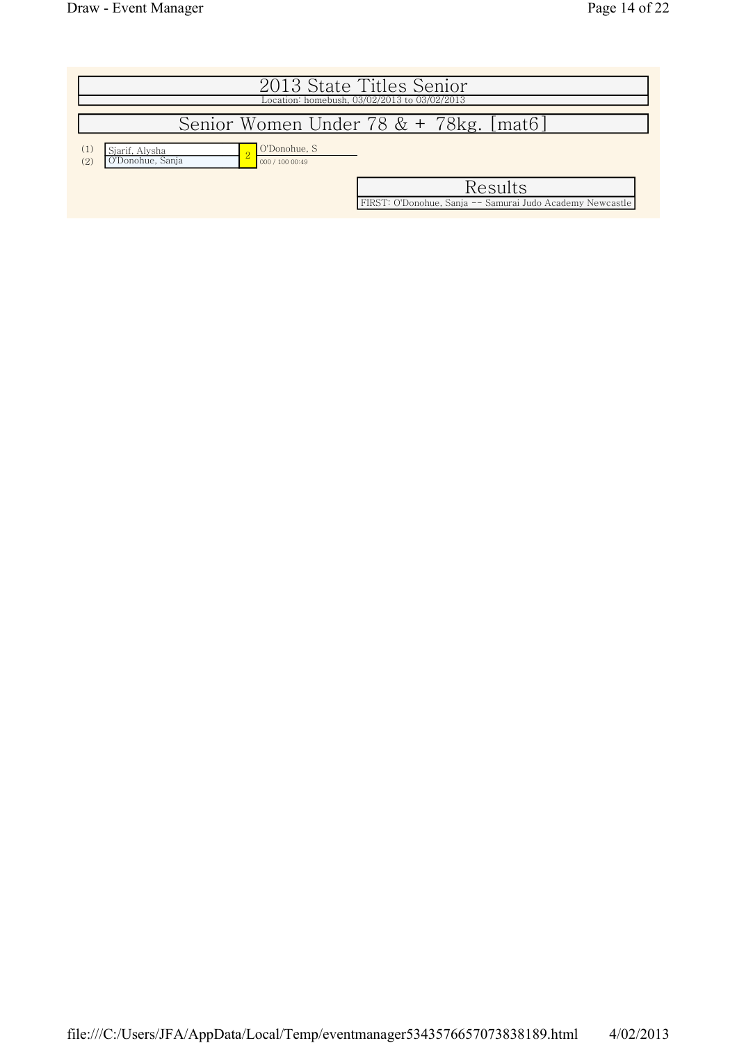# 2013 State Titles Senior

Location: homebush, 03/02/2013 to 03/02/2013

## Senior Women Under 78 & + 78kg. [mat6]

| | Competitor | Match | Winner |
|---|---|---|---|
| (1) | Sjarif, Alysha | 2 | O'Donohue, S |
| (2) | O'Donohue, Sanja | | 000 / 100 00:49 |

### Results

FIRST: O'Donohue, Sanja -- Samurai Judo Academy Newcastle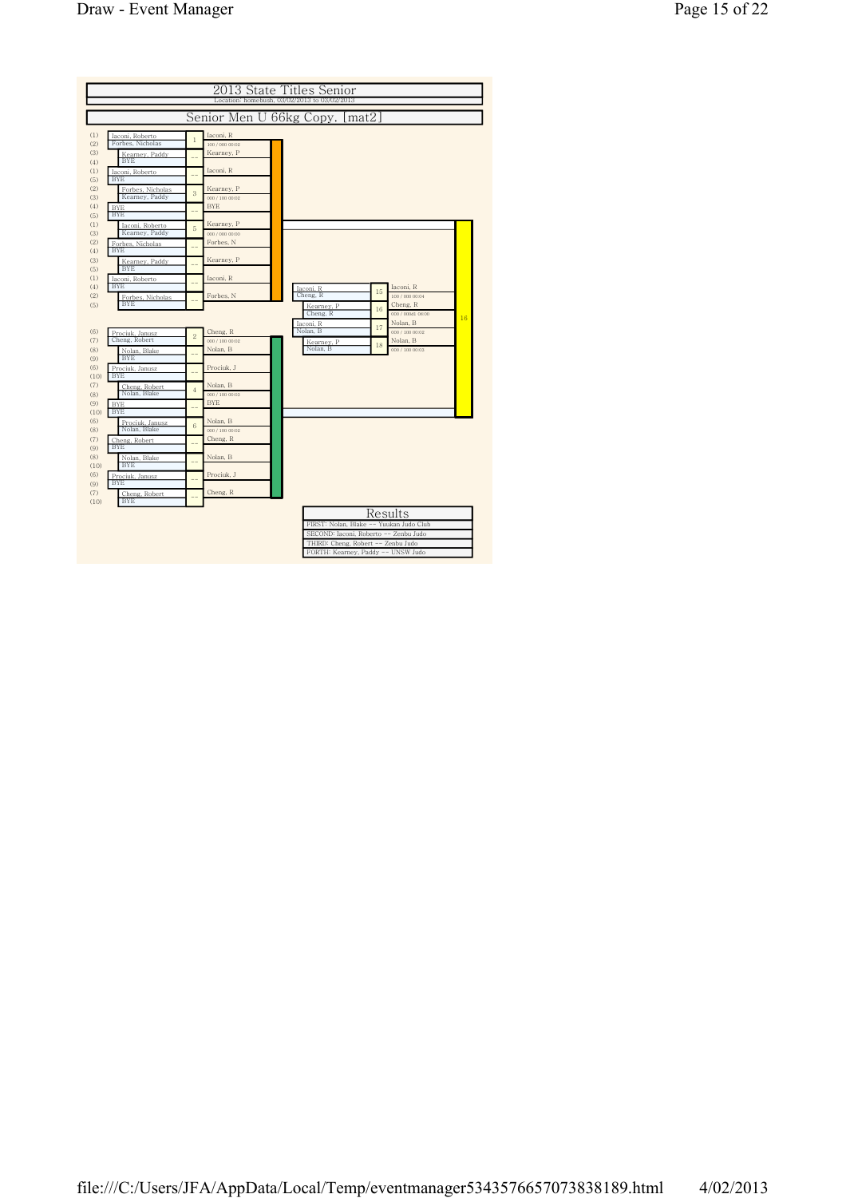# 2013 State Titles Senior

Location: homebush, 03/02/2013 to 03/02/2013

## Senior Men U 66kg Copy. [mat2]

### Pool A

| Seed | Competitors | Match | Winner / Score |
|---|---|---|---|
| (1) (2) | Iaconi, Roberto / Forbes, Nicholas | 1 | Iaconi, R — 100 / 000 00:02 |
| (3) (4) | Kearney, Paddy / BYE | -- | Kearney, P |
| (1) (5) | Iaconi, Roberto / BYE | -- | Iaconi, R |
| (2) (3) | Forbes, Nicholas / Kearney, Paddy | 3 | Kearney, P — 000 / 100 00:02 |
| (4) (5) | BYE / BYE | -- | BYE |
| (1) (3) | Iaconi, Roberto / Kearney, Paddy | 5 | Kearney, P — 000 / 000 00:00 |
| (2) (4) | Forbes, Nicholas / BYE | -- | Forbes, N |
| (3) (5) | Kearney, Paddy / BYE | -- | Kearney, P |
| (1) (4) | Iaconi, Roberto / BYE | -- | Iaconi, R |
| (2) (5) | Forbes, Nicholas / BYE | -- | Forbes, N |

### Pool B

| Seed | Competitors | Match | Winner / Score |
|---|---|---|---|
| (6) (7) | Prociuk, Janusz / Cheng, Robert | 2 | Cheng, R — 000 / 100 00:02 |
| (8) (9) | Nolan, Blake / BYE | -- | Nolan, B |
| (6) (10) | Prociuk, Janusz / BYE | -- | Prociuk, J |
| (7) (8) | Cheng, Robert / Nolan, Blake | 4 | Nolan, B — 000 / 100 00:03 |
| (9) (10) | BYE / BYE | -- | BYE |
| (6) (8) | Prociuk, Janusz / Nolan, Blake | 6 | Nolan, B — 000 / 100 00:02 |
| (7) (9) | Cheng, Robert / BYE | -- | Cheng, R |
| (8) (10) | Nolan, Blake / BYE | -- | Nolan, B |
| (6) (9) | Prociuk, Janusz / BYE | -- | Prociuk, J |
| (7) (10) | Cheng, Robert / BYE | -- | Cheng, R |

### Finals

| Competitors | Match | Winner / Score |
|---|---|---|
| Iaconi, R / Cheng, R | 15 | Iaconi, R — 100 / 000 00:04 |
| Kearney, P / Cheng, R | 16 | Cheng, R — 000 / 00041 00:00 |
| Iaconi, R / Nolan, B | 17 | Nolan, B — 000 / 100 00:02 |
| Kearney, P / Nolan, B | 18 | Nolan, B — 000 / 100 00:03 |

### Results

- FIRST: Nolan, Blake -- Yuukan Judo Club
- SECOND: Iaconi, Roberto -- Zenbu Judo
- THIRD: Cheng, Robert -- Zenbu Judo
- FORTH: Kearney, Paddy -- UNSW Judo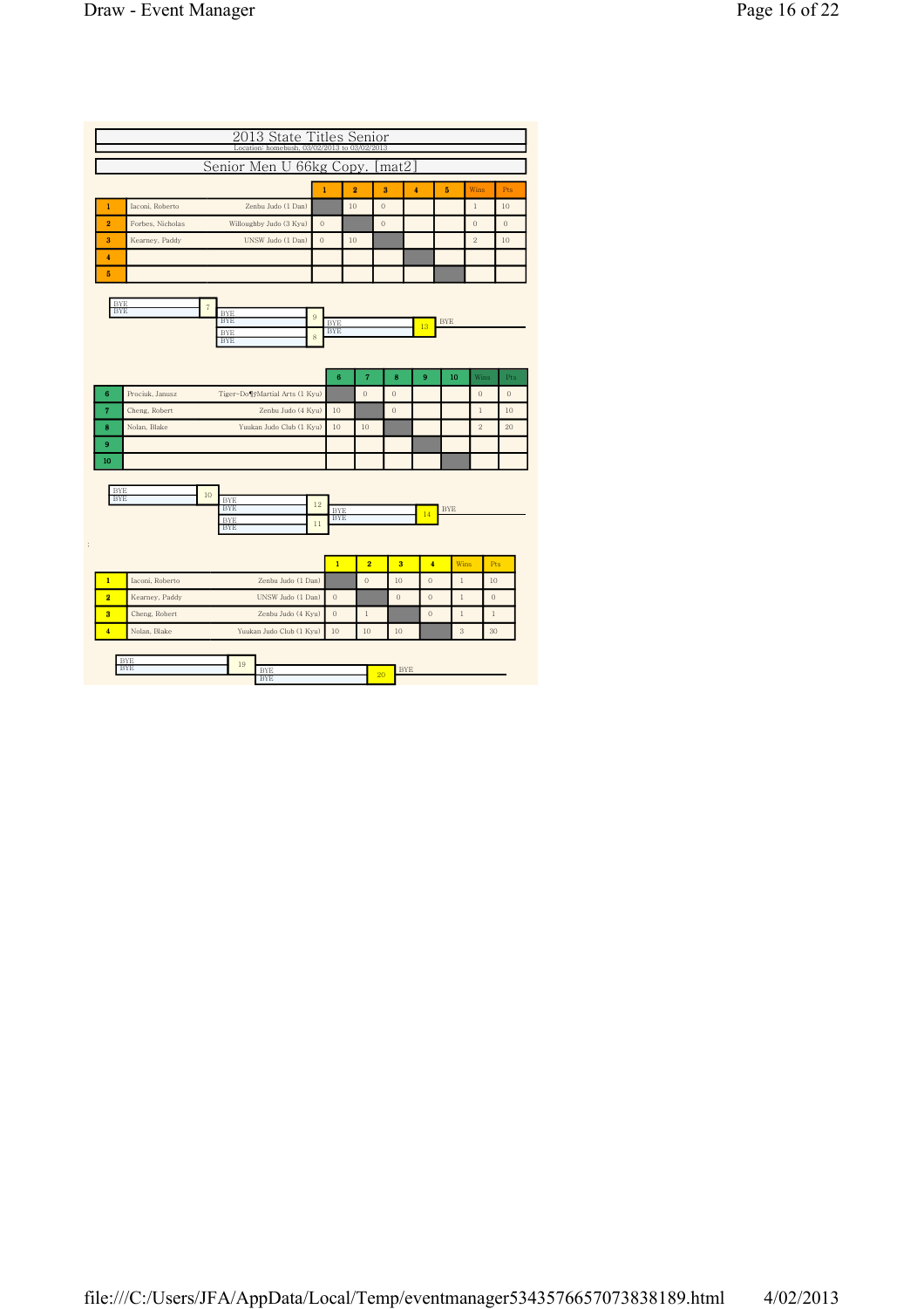# 2013 State Titles Senior

Location: homebush, 03/02/2013 to 03/02/2013

## Senior Men U 66kg Copy. [mat2]

| | | | 1 | 2 | 3 | 4 | 5 | Wins | Pts |
|---|---|---|---|---|---|---|---|---|---|
| 1 | Iaconi, Roberto | Zenbu Judo (1 Dan) | | 10 | 0 | | | 1 | 10 |
| 2 | Forbes, Nicholas | Willoughby Judo (3 Kyu) | 0 | | 0 | | | 0 | 0 |
| 3 | Kearney, Paddy | UNSW Judo (1 Dan) | 0 | 10 | | | | 2 | 10 |
| 4 | | | | | | | | | |
| 5 | | | | | | | | | |

BYE / BYE — 7
BYE / BYE — 9
BYE / BYE — 8
BYE / BYE — 13 — BYE

| | | | 6 | 7 | 8 | 9 | 10 | Wins | Pts |
|---|---|---|---|---|---|---|---|---|---|
| 6 | Prociuk, Janusz | Tiger-Do¶Martial Arts (1 Kyu) | | 0 | 0 | | | 0 | 0 |
| 7 | Cheng, Robert | Zenbu Judo (4 Kyu) | 10 | | 0 | | | 1 | 10 |
| 8 | Nolan, Blake | Yuukan Judo Club (1 Kyu) | 10 | 10 | | | | 2 | 20 |
| 9 | | | | | | | | | |
| 10 | | | | | | | | | |

BYE / BYE — 10
BYE / BYE — 12
BYE / BYE — 11
BYE / BYE — 14 — BYE

;

| | | | 1 | 2 | 3 | 4 | Wins | Pts |
|---|---|---|---|---|---|---|---|---|
| 1 | Iaconi, Roberto | Zenbu Judo (1 Dan) | | 0 | 10 | 0 | 1 | 10 |
| 2 | Kearney, Paddy | UNSW Judo (1 Dan) | 0 | | 0 | 0 | 1 | 0 |
| 3 | Cheng, Robert | Zenbu Judo (4 Kyu) | 0 | 1 | | 0 | 1 | 1 |
| 4 | Nolan, Blake | Yuukan Judo Club (1 Kyu) | 10 | 10 | 10 | | 3 | 30 |

BYE / BYE — 19
BYE / BYE — 20 — BYE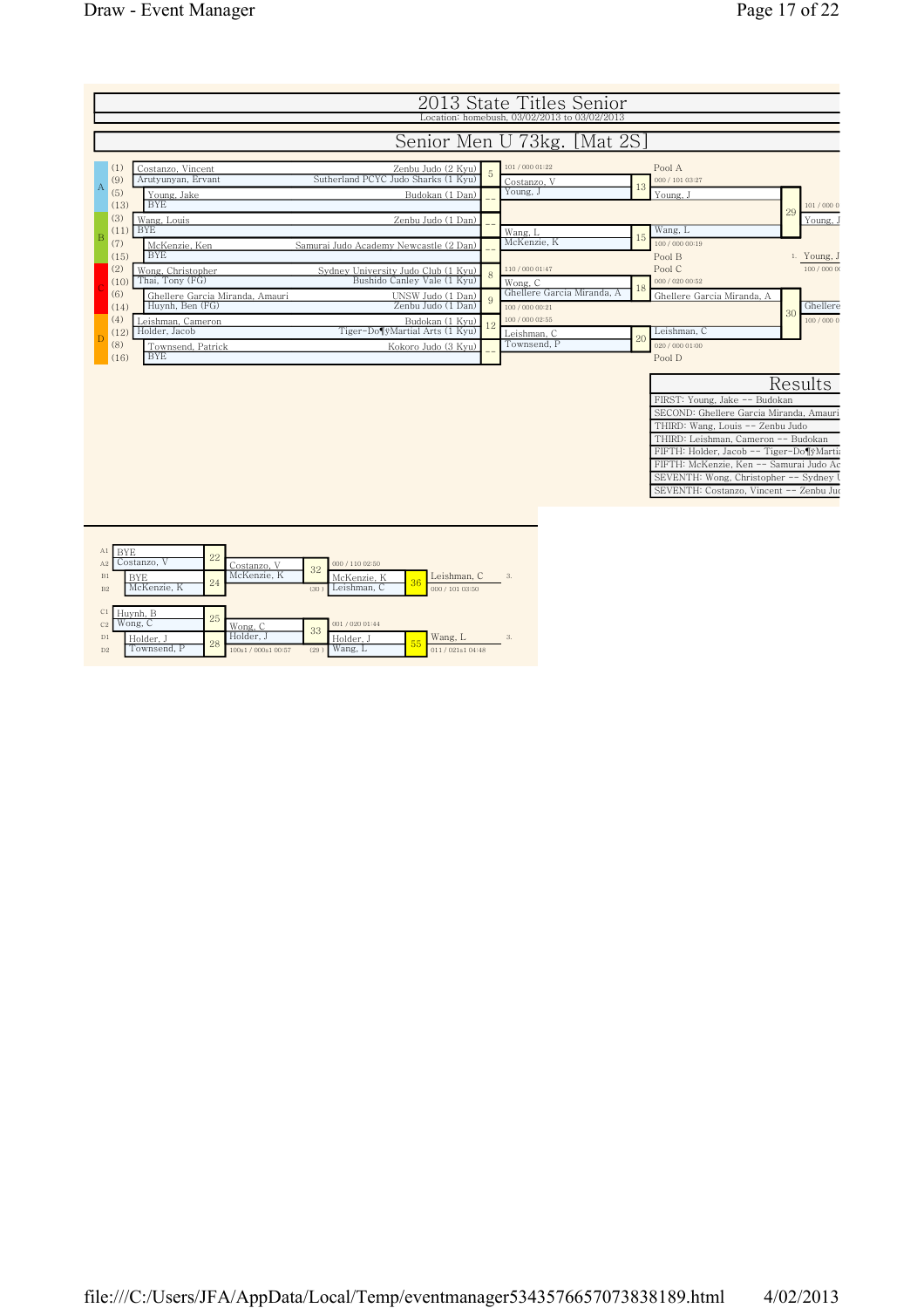# 2013 State Titles Senior

Location: homebush, 03/02/2013 to 03/02/2013

## Senior Men U 73kg. [Mat 2S]

| Pool | Seed | Name | Club | Contest | Result |
|---|---|---|---|---|---|
| A | (1) | Costanzo, Vincent | Zenbu Judo (2 Kyu) | 5 | 101 / 000 01:22 |
| A | (9) | Arutyunyan, Ervant | Sutherland PCYC Judo Sharks (1 Kyu) | | |
| A | (5) | Young, Jake | Budokan (1 Dan) | -- | |
| A | (13) | BYE | | | |
| B | (3) | Wang, Louis | Zenbu Judo (1 Dan) | -- | |
| B | (11) | BYE | | | |
| B | (7) | McKenzie, Ken | Samurai Judo Academy Newcastle (2 Dan) | -- | |
| B | (15) | BYE | | | |
| C | (2) | Wong, Christopher | Sydney University Judo Club (1 Kyu) | 8 | 110 / 000 01:47 |
| C | (10) | Thai, Tony (FG) | Bushido Canley Vale (1 Kyu) | | |
| C | (6) | Ghellere Garcia Miranda, Amauri | UNSW Judo (1 Dan) | 9 | 100 / 000 00:21 |
| C | (14) | Huynh, Ben (FG) | Zenbu Judo (1 Dan) | | |
| D | (4) | Leishman, Cameron | Budokan (1 Kyu) | 12 | 100 / 000 02:55 |
| D | (12) | Holder, Jacob | Tiger-Do¶ÿMartial Arts (1 Kyu) | | |
| D | (8) | Townsend, Patrick | Kokoro Judo (3 Kyu) | -- | |
| D | (16) | BYE | | | |

Second round:

| Contest | Competitors | Winner | Result |
|---|---|---|---|
| 13 | Costanzo, V / Young, J | Young, J (Pool A) | 000 / 101 03:27 |
| 15 | Wang, L / McKenzie, K | Wang, L (Pool B) | 100 / 000 00:19 |
| 18 | Wong, C / Ghellere Garcia Miranda, A | Ghellere Garcia Miranda, A (Pool C) | 000 / 020 00:52 |
| 20 | Leishman, C / Townsend, P | Leishman, C (Pool D) | 020 / 000 01:00 |

Semi-finals / Final:

| Contest | Competitors | Winner | Result |
|---|---|---|---|
| 29 | Young, J / Wang, L | Young, J | 101 / 000 0 |
| 30 | Ghellere Garcia Miranda, A / Leishman, C | Ghellere | 100 / 000 0 |
| Final | | 1. Young, J | 100 / 000 00 |

### Results

- FIRST: Young, Jake -- Budokan
- SECOND: Ghellere Garcia Miranda, Amauri
- THIRD: Wang, Louis -- Zenbu Judo
- THIRD: Leishman, Cameron -- Budokan
- FIFTH: Holder, Jacob -- Tiger-Do¶ÿMartia
- FIFTH: McKenzie, Ken -- Samurai Judo Ac
- SEVENTH: Wong, Christopher -- Sydney U
- SEVENTH: Costanzo, Vincent -- Zenbu Jud

### Repechage

| Pos | Name | Contest | Winner | Contest | Competitors | Result | Contest | Winner | Result | Place |
|---|---|---|---|---|---|---|---|---|---|---|
| A1 | BYE | 22 | Costanzo, V | 32 | Costanzo, V / McKenzie, K | 000 / 110 02:50 | 36 | Leishman, C | 000 / 101 03:50 | 3. |
| A2 | Costanzo, V | | | | | | | | | |
| B1 | BYE | 24 | McKenzie, K | | McKenzie, K / Leishman, C (30) | | | | | |
| B2 | McKenzie, K | | | | | | | | | |
| C1 | Huynh, B | 25 | Wong, C | 33 | Wong, C / Holder, J | 001 / 020 01:44 | 55 | Wang, L | 011 / 021s1 04:48 | 3. |
| C2 | Wong, C | | | | | | | | | |
| D1 | Holder, J | 28 | Holder, J | | Holder, J / Wang, L (29) | 100s1 / 000s1 00:57 | | | | |
| D2 | Townsend, P | | | | | | | | | |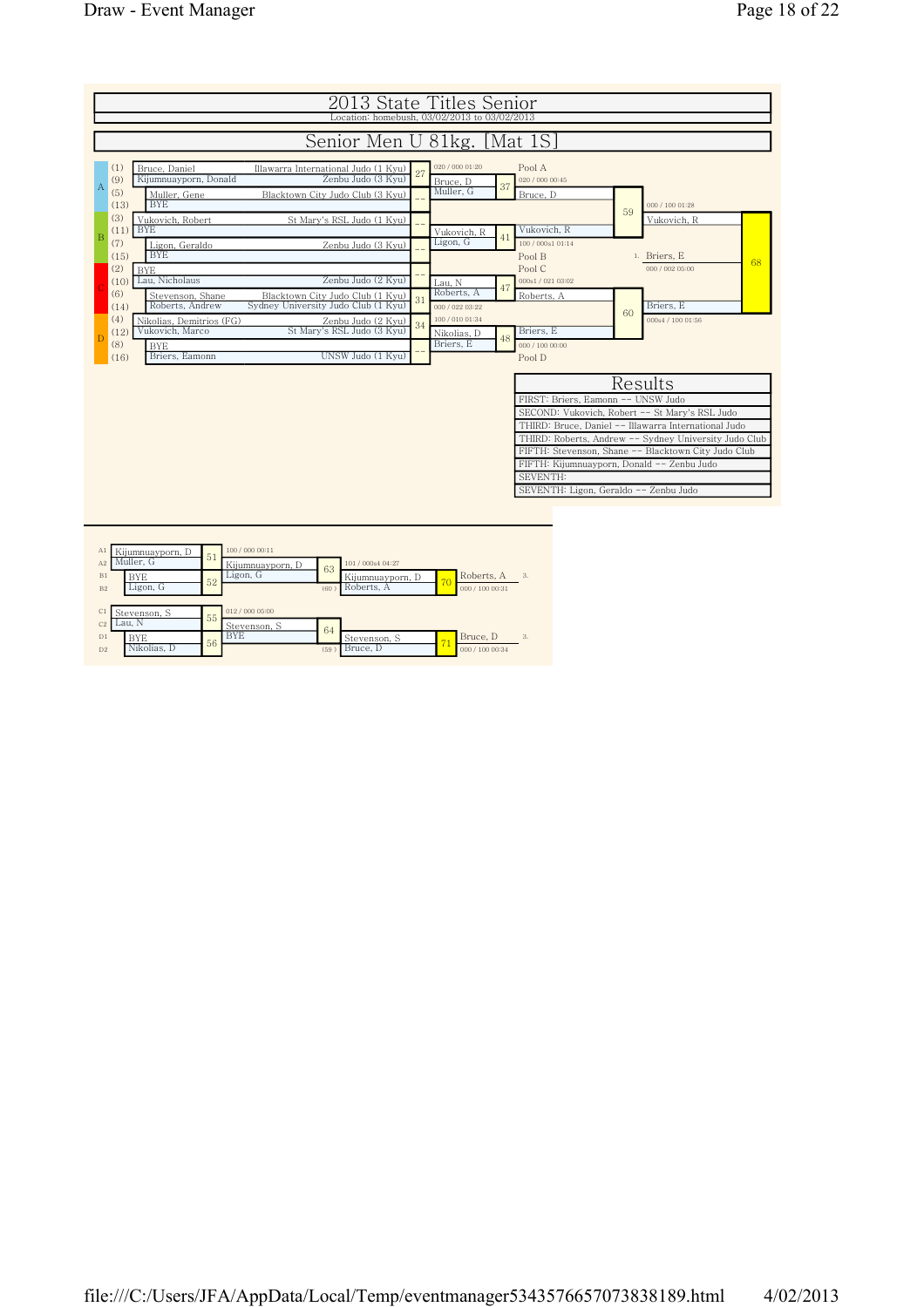# 2013 State Titles Senior

Location: homebush, 03/02/2013 to 03/02/2013

## Senior Men U 81kg. [Mat 1S]

### Pool A

| Seed | Name | Club |
|---|---|---|
| (1) | Bruce, Daniel | Illawarra International Judo (1 Kyu) |
| (9) | Kijumnuayporn, Donald | Zenbu Judo (3 Kyu) |
| (5) | Muller, Gene | Blacktown City Judo Club (3 Kyu) |
| (13) | BYE | |

- Match 27: Bruce, D vs Kijumnuayporn, D — 020 / 000 01:20 — Winner: Bruce, D
- Match --: Muller, G vs BYE — Winner: Muller, G
- Match 37: Bruce, D vs Muller, G — 020 / 000 00:45 — Winner: Bruce, D

### Pool B

| Seed | Name | Club |
|---|---|---|
| (3) | Vukovich, Robert | St Mary's RSL Judo (1 Kyu) |
| (11) | BYE | |
| (7) | Ligon, Geraldo | Zenbu Judo (3 Kyu) |
| (15) | BYE | |

- Match --: Vukovich, R vs BYE — Winner: Vukovich, R
- Match --: Ligon, G vs BYE — Winner: Ligon, G
- Match 41: Vukovich, R vs Ligon, G — 100 / 000s1 01:14 — Winner: Vukovich, R

### Pool C

| Seed | Name | Club |
|---|---|---|
| (2) | BYE | |
| (10) | Lau, Nicholaus | Zenbu Judo (2 Kyu) |
| (6) | Stevenson, Shane | Blacktown City Judo Club (1 Kyu) |
| (14) | Roberts, Andrew | Sydney University Judo Club (1 Kyu) |

- Match --: BYE vs Lau, N — Winner: Lau, N
- Match 31: Stevenson, S vs Roberts, A — 000 / 022 03:22 — Winner: Roberts, A
- Match 47: Lau, N vs Roberts, A — 000s1 / 021 03:02 — Winner: Roberts, A

### Pool D

| Seed | Name | Club |
|---|---|---|
| (4) | Nikolias, Demitrios (FG) | Zenbu Judo (2 Kyu) |
| (12) | Vukovich, Marco | St Mary's RSL Judo (3 Kyu) |
| (8) | BYE | |
| (16) | Briers, Eamonn | UNSW Judo (1 Kyu) |

- Match 34: Nikolias, D vs Vukovich, M — 100 / 010 01:34 — Winner: Nikolias, D
- Match --: BYE vs Briers, E — Winner: Briers, E
- Match 48: Nikolias, D vs Briers, E — 000 / 100 00:00 — Winner: Briers, E

### Semi-finals and Final

- Match 59: Bruce, D vs Vukovich, R — 000 / 100 01:28 — Winner: Vukovich, R
- Match 60: Roberts, A vs Briers, E — 000s4 / 100 01:56 — Winner: Briers, E
- Match 68 (Final): Vukovich, R vs Briers, E — 000 / 002 05:00 — 1. Briers, E

## Results

| Place | Name — Club |
|---|---|
| FIRST | Briers, Eamonn -- UNSW Judo |
| SECOND | Vukovich, Robert -- St Mary's RSL Judo |
| THIRD | Bruce, Daniel -- Illawarra International Judo |
| THIRD | Roberts, Andrew -- Sydney University Judo Club |
| FIFTH | Stevenson, Shane -- Blacktown City Judo Club |
| FIFTH | Kijumnuayporn, Donald -- Zenbu Judo |
| SEVENTH | |
| SEVENTH | Ligon, Geraldo -- Zenbu Judo |

## Repechage

- Match 51: A1 Kijumnuayporn, D vs A2 Muller, G — 100 / 000 00:11 — Winner: Kijumnuayporn, D
- Match 52: B1 BYE vs B2 Ligon, G — Winner: Ligon, G
- Match 63: Kijumnuayporn, D vs Ligon, G — 101 / 000s4 04:27 — Winner: Kijumnuayporn, D
- Match 70: Kijumnuayporn, D vs Roberts, A (60) — 000 / 100 00:31 — 3. Roberts, A

- Match 55: C1 Stevenson, S vs C2 Lau, N — 012 / 000 05:00 — Winner: Stevenson, S
- Match 56: D1 BYE vs D2 Nikolias, D — Winner: BYE
- Match 64: Stevenson, S vs BYE — Winner: Stevenson, S
- Match 71: Stevenson, S vs Bruce, D (59) — 000 / 100 00:34 — 3. Bruce, D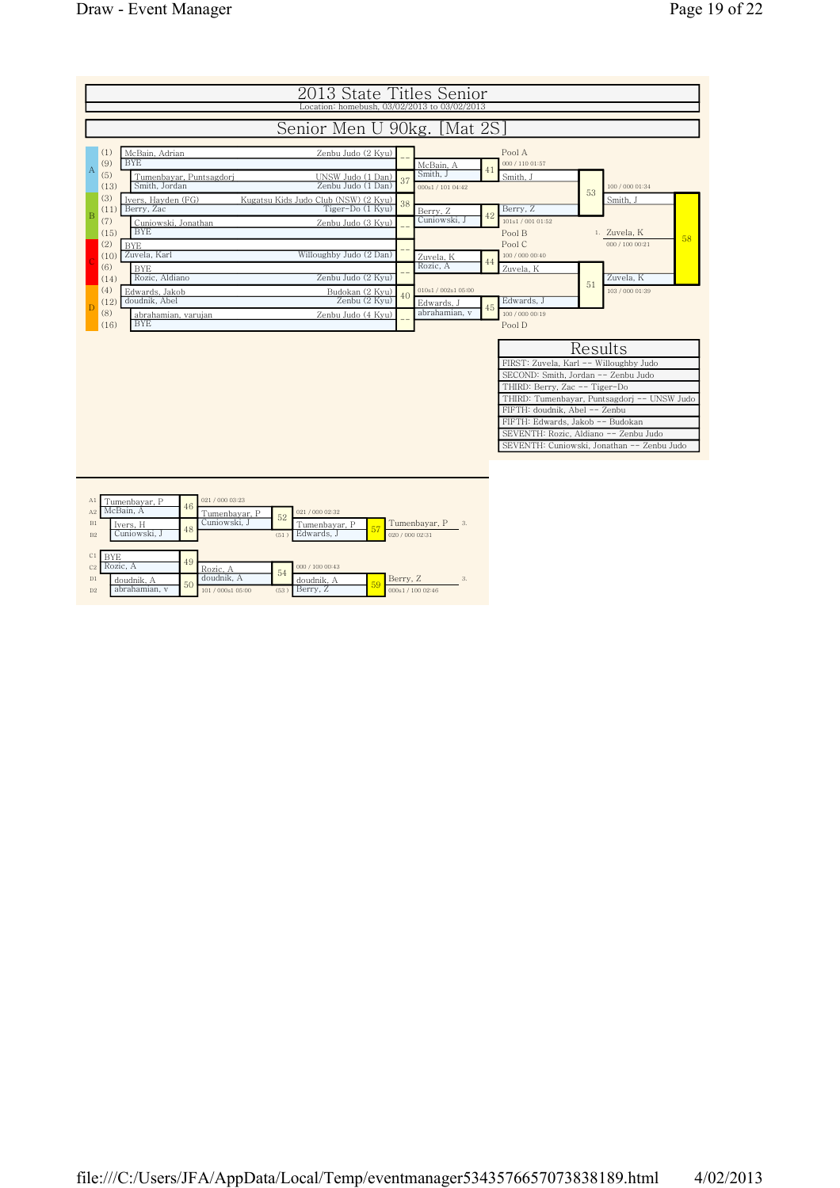# 2013 State Titles Senior

Location: homebush, 03/02/2013 to 03/02/2013

## Senior Men U 90kg. [Mat 2S]

| Pool | Seed | Name | Club |
|---|---|---|---|
| A | (1) | McBain, Adrian | Zenbu Judo (2 Kyu) |
| A | (9) | BYE | |
| A | (5) | Tumenbayar, Puntsagdorj | UNSW Judo (1 Dan) |
| A | (13) | Smith, Jordan | Zenbu Judo (1 Dan) |
| B | (3) | Ivers, Hayden (FG) | Kugatsu Kids Judo Club (NSW) (2 Kyu) |
| B | (11) | Berry, Zac | Tiger-Do (1 Kyu) |
| B | (7) | Cuniowski, Jonathan | Zenbu Judo (3 Kyu) |
| B | (15) | BYE | |
| C | (2) | BYE | |
| C | (10) | Zuvela, Karl | Willoughby Judo (2 Dan) |
| C | (6) | BYE | |
| C | (14) | Rozic, Aldiano | Zenbu Judo (2 Kyu) |
| D | (4) | Edwards, Jakob | Budokan (2 Kyu) |
| D | (12) | doudnik, Abel | Zenbu (2 Kyu) |
| D | (8) | abrahamian, varujan | Zenbu Judo (4 Kyu) |
| D | (16) | BYE | |

### Main Draw

| Contest | Competitors | Winner | Score |
|---|---|---|---|
| -- | McBain, A / BYE | McBain, A | |
| 37 | Tumenbayar, P / Smith, J | Smith, J | 000s1 / 101 04:42 |
| 41 | McBain, A / Smith, J | Smith, J (Pool A) | 000 / 110 01:57 |
| 38 | Ivers, H / Berry, Z | Berry, Z | |
| -- | Cuniowski, J / BYE | Cuniowski, J | |
| 42 | Berry, Z / Cuniowski, J | Berry, Z (Pool B) | 101s1 / 001 01:52 |
| 53 | Smith, J / Berry, Z | Smith, J | 100 / 000 01:34 |
| -- | BYE / Zuvela, K | Zuvela, K | |
| -- | BYE / Rozic, A | Rozic, A | |
| 44 | Zuvela, K / Rozic, A | Zuvela, K (Pool C) | 100 / 000 00:40 |
| 40 | Edwards, J / doudnik, A | Edwards, J | 010s1 / 002s1 05:00 |
| -- | abrahamian, v / BYE | abrahamian, v | |
| 45 | Edwards, J / abrahamian, v | Edwards, J (Pool D) | 100 / 000 00:19 |
| 51 | Zuvela, K / Edwards, J | Zuvela, K | 103 / 000 01:39 |
| 58 | Smith, J / Zuvela, K | 1. Zuvela, K | 000 / 100 00:21 |

### Results

| Results |
|---|
| FIRST: Zuvela, Karl -- Willoughby Judo |
| SECOND: Smith, Jordan -- Zenbu Judo |
| THIRD: Berry, Zac -- Tiger-Do |
| THIRD: Tumenbayar, Puntsagdorj -- UNSW Judo |
| FIFTH: doudnik, Abel -- Zenbu |
| FIFTH: Edwards, Jakob -- Budokan |
| SEVENTH: Rozic, Aldiano -- Zenbu Judo |
| SEVENTH: Cuniowski, Jonathan -- Zenbu Judo |

### Repechage

| Contest | Competitors | Winner | Score |
|---|---|---|---|
| 46 | A1 Tumenbayar, P / A2 McBain, A | Tumenbayar, P | 021 / 000 03:23 |
| 48 | B1 Ivers, H / B2 Cuniowski, J | Cuniowski, J | |
| 52 | Tumenbayar, P / Cuniowski, J | Tumenbayar, P | 021 / 000 02:32 |
| 57 | Tumenbayar, P / Edwards, J (51) | Tumenbayar, P — 3. | 020 / 000 02:31 |
| 49 | C1 BYE / C2 Rozic, A | Rozic, A | |
| 50 | D1 doudnik, A / D2 abrahamian, v | doudnik, A | 101 / 000s1 05:00 |
| 54 | Rozic, A / doudnik, A | doudnik, A | 000 / 100 00:43 |
| 59 | doudnik, A / Berry, Z (53) | Berry, Z — 3. | 000s1 / 100 02:46 |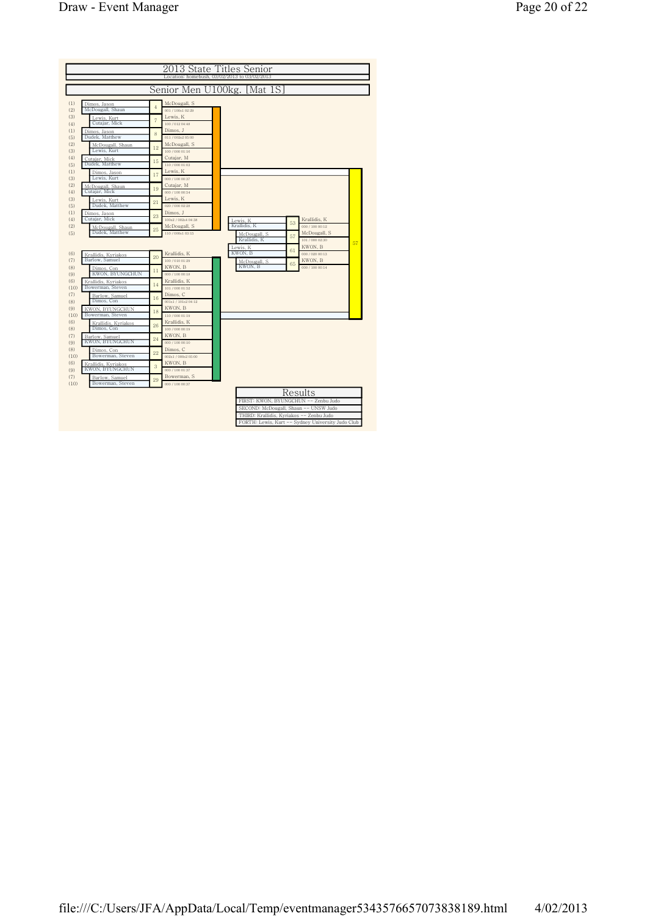# 2013 State Titles Senior

Location: homebush, 03/02/2013 to 03/02/2013

## Senior Men U100kg. [Mat 1S]

### Pool 1

| Contest | Competitor 1 | Competitor 2 | Winner | Score |
|---|---|---|---|---|
| 4 | (1) Dimos, Jason | (2) McDougall, Shaun | McDougall, S | 001 / 100s1 02:29 |
| 7 | (3) Lewis, Kurt | (4) Cutajar, Mick | Lewis, K | 100 / 012 04:48 |
| 8 | (1) Dimos, Jason | (5) Dudek, Matthew | Dimos, J | 011 / 002s2 05:00 |
| 12 | (2) McDougall, Shaun | (3) Lewis, Kurt | McDougall, S | 100 / 000 01:16 |
| 15 | (4) Cutajar, Mick | (5) Dudek, Matthew | Cutajar, M | 110 / 000 01:03 |
| 17 | (1) Dimos, Jason | (3) Lewis, Kurt | Lewis, K | 000 / 100 00:37 |
| 19 | (2) McDougall, Shaun | (4) Cutajar, Mick | Cutajar, M | 000 / 100 00:54 |
| 21 | (3) Lewis, Kurt | (5) Dudek, Matthew | Lewis, K | 020 / 000 02:28 |
| 23 | (1) Dimos, Jason | (4) Cutajar, Mick | Dimos, J | 100s2 / 002s4 04:38 |
| 25 | (2) McDougall, Shaun | (5) Dudek, Matthew | McDougall, S | 110 / 000s1 00:15 |

### Pool 2

| Contest | Competitor 1 | Competitor 2 | Winner | Score |
|---|---|---|---|---|
| 20 | (6) Krallidis, Kyriakos | (7) Barlow, Samuel | Krallidis, K | 100 / 010 01:29 |
| 11 | (8) Dimos, Con | (9) KWON, BYUNGCHUN | KWON, B | 000 / 100 00:18 |
| 14 | (6) Krallidis, Kyriakos | (10) Bowerman, Steven | Krallidis, K | 101 / 000 01:52 |
| 16 | (7) Barlow, Samuel | (8) Dimos, Con | Dimos, C | 001s1 / 101s2 04:12 |
| 18 | (9) KWON, BYUNGCHUN | (10) Bowerman, Steven | KWON, B | 110 / 000 01:19 |
| 26 | (6) Krallidis, Kyriakos | (8) Dimos, Con | Krallidis, K | 100 / 000 00:19 |
| 24 | (7) Barlow, Samuel | (9) KWON, BYUNGCHUN | KWON, B | 000 / 100 00:10 |
| 22 | (8) Dimos, Con | (10) Bowerman, Steven | Dimos, C | 002s1 / 000s2 05:00 |
| 3 | (6) Krallidis, Kyriakos | (9) KWON, BYUNGCHUN | KWON, B | 000 / 100 01:37 |
| 29 | (7) Barlow, Samuel | (10) Bowerman, Steven | Bowerman, S | 000 / 100 00:37 |

### Finals

| Contest | Competitor 1 | Competitor 2 | Winner | Score |
|---|---|---|---|---|
| 53 | Lewis, K | Krallidis, K | Krallidis, K | 000 / 100 00:12 |
| 57 | McDougall, S | Krallidis, K | McDougall, S | 101 / 000 02:30 |
| 61 | Lewis, K | KWON, B | KWON, B | 000 / 020 00:13 |
| 65 | McDougall, S | KWON, B | KWON, B | 000 / 100 00:14 |

### Results

- FIRST: KWON, BYUNGCHUN -- Zenbu Judo
- SECOND: McDougall, Shaun -- UNSW Judo
- THIRD: Krallidis, Kyriakos -- Zenbu Judo
- FORTH: Lewis, Kurt -- Sydney University Judo Club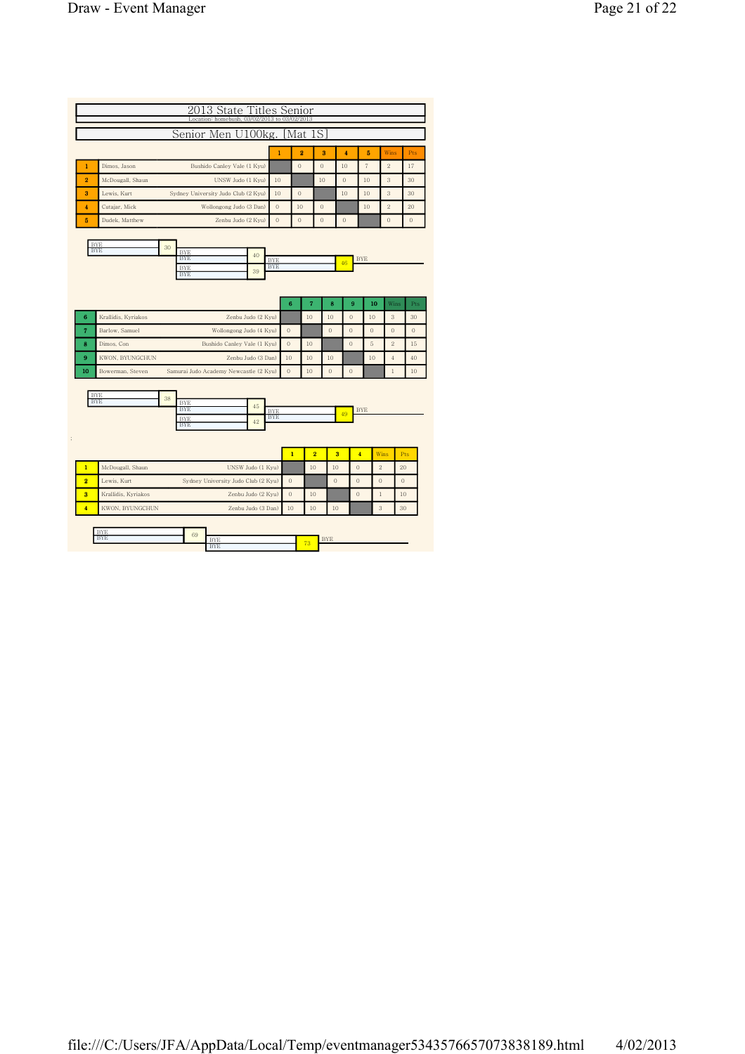# 2013 State Titles Senior

Location: homebush, 03/02/2013 to 03/02/2013

## Senior Men U100kg. [Mat 1S]

| # | Name | Club | 1 | 2 | 3 | 4 | 5 | Wins | Pts |
|---|---|---|---|---|---|---|---|---|---|
| 1 | Dimos, Jason | Bushido Canley Vale (1 Kyu) | | 0 | 0 | 10 | 7 | 2 | 17 |
| 2 | McDougall, Shaun | UNSW Judo (1 Kyu) | 10 | | 10 | 0 | 10 | 3 | 30 |
| 3 | Lewis, Kurt | Sydney University Judo Club (2 Kyu) | 10 | 0 | | 10 | 10 | 3 | 30 |
| 4 | Cutajar, Mick | Wollongong Judo (3 Dan) | 0 | 10 | 0 | | 10 | 2 | 20 |
| 5 | Dudek, Matthew | Zenbu Judo (2 Kyu) | 0 | 0 | 0 | 0 | | 0 | 0 |

BYE / BYE — 30; BYE / BYE — 40; BYE / BYE — 39; BYE / BYE — 46; BYE

| # | Name | Club | 6 | 7 | 8 | 9 | 10 | Wins | Pts |
|---|---|---|---|---|---|---|---|---|---|
| 6 | Krallidis, Kyriakos | Zenbu Judo (2 Kyu) | | 10 | 10 | 0 | 10 | 3 | 30 |
| 7 | Barlow, Samuel | Wollongong Judo (4 Kyu) | 0 | | 0 | 0 | 0 | 0 | 0 |
| 8 | Dimos, Con | Bushido Canley Vale (1 Kyu) | 0 | 10 | | 0 | 5 | 2 | 15 |
| 9 | KWON, BYUNGCHUN | Zenbu Judo (3 Dan) | 10 | 10 | 10 | | 10 | 4 | 40 |
| 10 | Bowerman, Steven | Samurai Judo Academy Newcastle (2 Kyu) | 0 | 10 | 0 | 0 | | 1 | 10 |

BYE / BYE — 38; BYE / BYE — 45; BYE / BYE — 42; BYE / BYE — 49; BYE

| # | Name | Club | 1 | 2 | 3 | 4 | Wins | Pts |
|---|---|---|---|---|---|---|---|---|
| 1 | McDougall, Shaun | UNSW Judo (1 Kyu) | | 10 | 10 | 0 | 2 | 20 |
| 2 | Lewis, Kurt | Sydney University Judo Club (2 Kyu) | 0 | | 0 | 0 | 0 | 0 |
| 3 | Krallidis, Kyriakos | Zenbu Judo (2 Kyu) | 0 | 10 | | 0 | 1 | 10 |
| 4 | KWON, BYUNGCHUN | Zenbu Judo (3 Dan) | 10 | 10 | 10 | | 3 | 30 |

BYE / BYE — 69; BYE / BYE — 73; BYE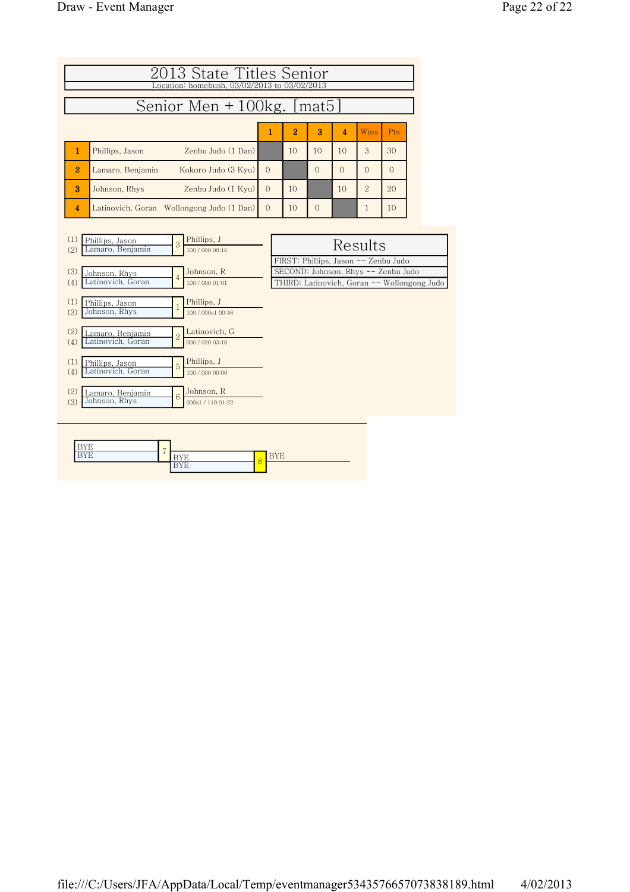# 2013 State Titles Senior

Location: homebush, 03/02/2013 to 03/02/2013

## Senior Men +100kg. [mat5]

| | | | 1 | 2 | 3 | 4 | Wins | Pts |
|---|---|---|---|---|---|---|---|---|
| 1 | Phillips, Jason | Zenbu Judo (1 Dan) | | 10 | 10 | 10 | 3 | 30 |
| 2 | Lamaro, Benjamin | Kokoro Judo (3 Kyu) | 0 | | 0 | 0 | 0 | 0 |
| 3 | Johnson, Rhys | Zenbu Judo (1 Kyu) | 0 | 10 | | 10 | 2 | 20 |
| 4 | Latinovich, Goran | Wollongong Judo (1 Dan) | 0 | 10 | 0 | | 1 | 10 |

| Contest | Competitors | Winner | Score / Time |
|---|---|---|---|
| 3 | (1) Phillips, Jason vs (2) Lamaro, Benjamin | Phillips, J | 100 / 000 00:16 |
| 4 | (3) Johnson, Rhys vs (4) Latinovich, Goran | Johnson, R | 100 / 000 01:01 |
| 1 | (1) Phillips, Jason vs (3) Johnson, Rhys | Phillips, J | 100 / 000s1 00:46 |
| 2 | (2) Lamaro, Benjamin vs (4) Latinovich, Goran | Latinovich, G | 000 / 020 03:10 |
| 5 | (1) Phillips, Jason vs (4) Latinovich, Goran | Phillips, J | 100 / 000 00:00 |
| 6 | (2) Lamaro, Benjamin vs (3) Johnson, Rhys | Johnson, R | 000s1 / 110 01:22 |

### Results

FIRST: Phillips, Jason -- Zenbu Judo

SECOND: Johnson, Rhys -- Zenbu Judo

THIRD: Latinovich, Goran -- Wollongong Judo

| Contest | Competitors | Winner |
|---|---|---|
| 7 | BYE vs BYE | BYE |
| 8 | BYE vs BYE | BYE |